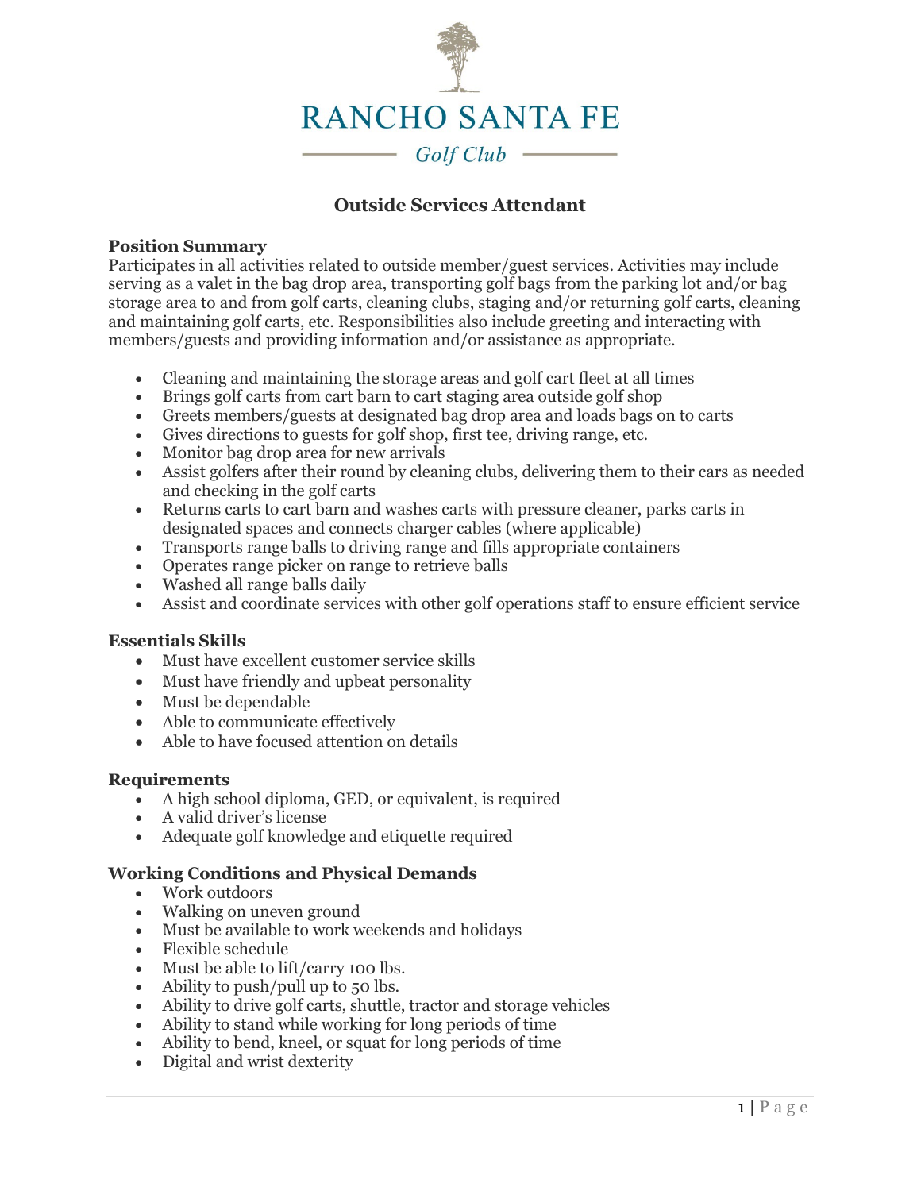# RANCHO SANTA FE

*Golf Club*

## Outside Services Attendant

**Position Summary**

Participates in all activities related to outside member/guest services. Activities may include serving as a valet in the bag drop area, transporting golf bags from the parking lot and/or bag storage area to and from golf carts, cleaning clubs, staging and/or returning golf carts, cleaning and maintaining golf carts, etc. Responsibilities also include greeting and interacting with members/guests and providing information and/or assistance as appropriate.

- Cleaning and maintaining the storage areas and golf cart fleet at all times
- Brings golf carts from cart barn to cart staging area outside golf shop
- Greets members/guests at designated bag drop area and loads bags on to carts
- Gives directions to guests for golf shop, first tee, driving range, etc.
- Monitor bag drop area for new arrivals
- Assist golfers after their round by cleaning clubs, delivering them to their cars as needed and checking in the golf carts
- Returns carts to cart barn and washes carts with pressure cleaner, parks carts in designated spaces and connects charger cables (where applicable)
- Transports range balls to driving range and fills appropriate containers
- Operates range picker on range to retrieve balls
- Washed all range balls daily
- Assist and coordinate services with other golf operations staff to ensure efficient service

**Essentials Skills**

- Must have excellent customer service skills
- Must have friendly and upbeat personality
- Must be dependable
- Able to communicate effectively
- Able to have focused attention on details

**Requirements**

- A high school diploma, GED, or equivalent, is required
- A valid driver's license
- Adequate golf knowledge and etiquette required

**Working Conditions and Physical Demands**

- Work outdoors
- Walking on uneven ground
- Must be available to work weekends and holidays
- Flexible schedule
- Must be able to lift/carry 100 lbs.
- Ability to push/pull up to 50 lbs.
- Ability to drive golf carts, shuttle, tractor and storage vehicles
- Ability to stand while working for long periods of time
- Ability to bend, kneel, or squat for long periods of time
- Digital and wrist dexterity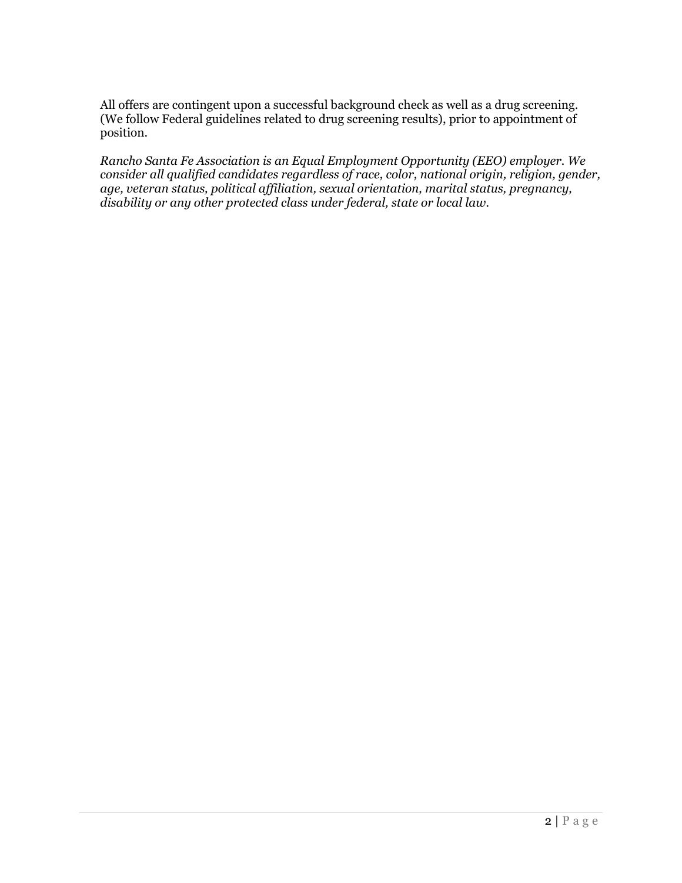All offers are contingent upon a successful background check as well as a drug screening. (We follow Federal guidelines related to drug screening results), prior to appointment of position.

*Rancho Santa Fe Association is an Equal Employment Opportunity (EEO) employer. We consider all qualified candidates regardless of race, color, national origin, religion, gender, age, veteran status, political affiliation, sexual orientation, marital status, pregnancy, disability or any other protected class under federal, state or local law.*